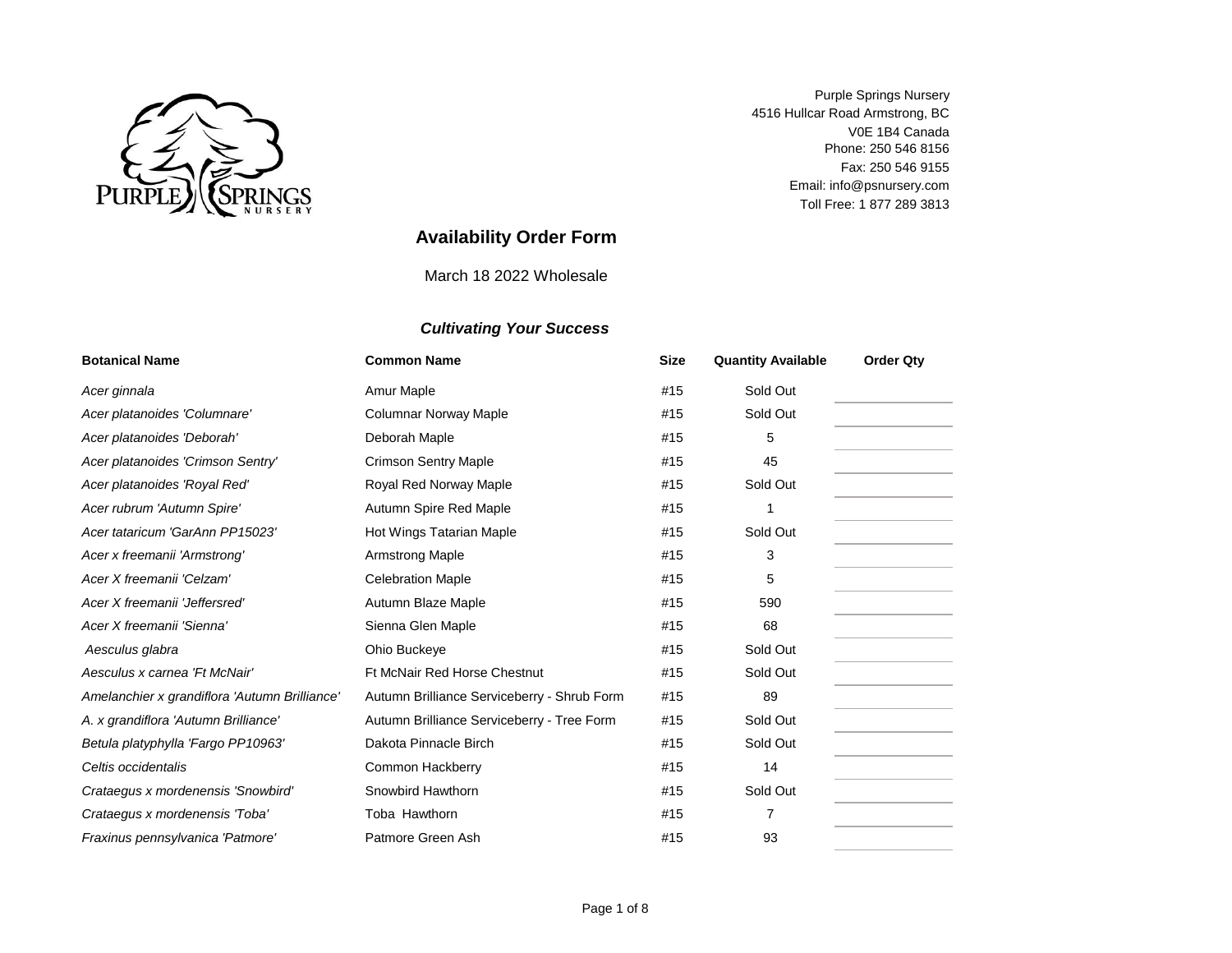Purple Springs Nursery
4516 Hullcar Road Armstrong, BC
V0E 1B4 Canada
Phone: 250 546 8156
Fax: 250 546 9155
Email: info@psnursery.com
Toll Free: 1 877 289 3813

## Availability Order Form

March 18 2022 Wholesale

***Cultivating Your Success***

| Botanical Name | Common Name | Size | Quantity Available | Order Qty |
|---|---|---|---|---|
| *Acer ginnala* | Amur Maple | #15 | Sold Out | |
| *Acer platanoides 'Columnare'* | Columnar Norway Maple | #15 | Sold Out | |
| *Acer platanoides 'Deborah'* | Deborah Maple | #15 | 5 | |
| *Acer platanoides 'Crimson Sentry'* | Crimson Sentry Maple | #15 | 45 | |
| *Acer platanoides 'Royal Red'* | Royal Red Norway Maple | #15 | Sold Out | |
| *Acer rubrum 'Autumn Spire'* | Autumn Spire Red Maple | #15 | 1 | |
| *Acer tataricum 'GarAnn PP15023'* | Hot Wings Tatarian Maple | #15 | Sold Out | |
| *Acer x freemanii 'Armstrong'* | Armstrong Maple | #15 | 3 | |
| *Acer X freemanii 'Celzam'* | Celebration Maple | #15 | 5 | |
| *Acer X freemanii 'Jeffersred'* | Autumn Blaze Maple | #15 | 590 | |
| *Acer X freemanii 'Sienna'* | Sienna Glen Maple | #15 | 68 | |
| *Aesculus glabra* | Ohio Buckeye | #15 | Sold Out | |
| *Aesculus x carnea 'Ft McNair'* | Ft McNair Red Horse Chestnut | #15 | Sold Out | |
| *Amelanchier x grandiflora 'Autumn Brilliance'* | Autumn Brilliance Serviceberry - Shrub Form | #15 | 89 | |
| *A. x grandiflora 'Autumn Brilliance'* | Autumn Brilliance Serviceberry - Tree Form | #15 | Sold Out | |
| *Betula platyphylla 'Fargo PP10963'* | Dakota Pinnacle Birch | #15 | Sold Out | |
| *Celtis occidentalis* | Common Hackberry | #15 | 14 | |
| *Crataegus x mordenensis 'Snowbird'* | Snowbird Hawthorn | #15 | Sold Out | |
| *Crataegus x mordenensis 'Toba'* | Toba Hawthorn | #15 | 7 | |
| *Fraxinus pennsylvanica 'Patmore'* | Patmore Green Ash | #15 | 93 | |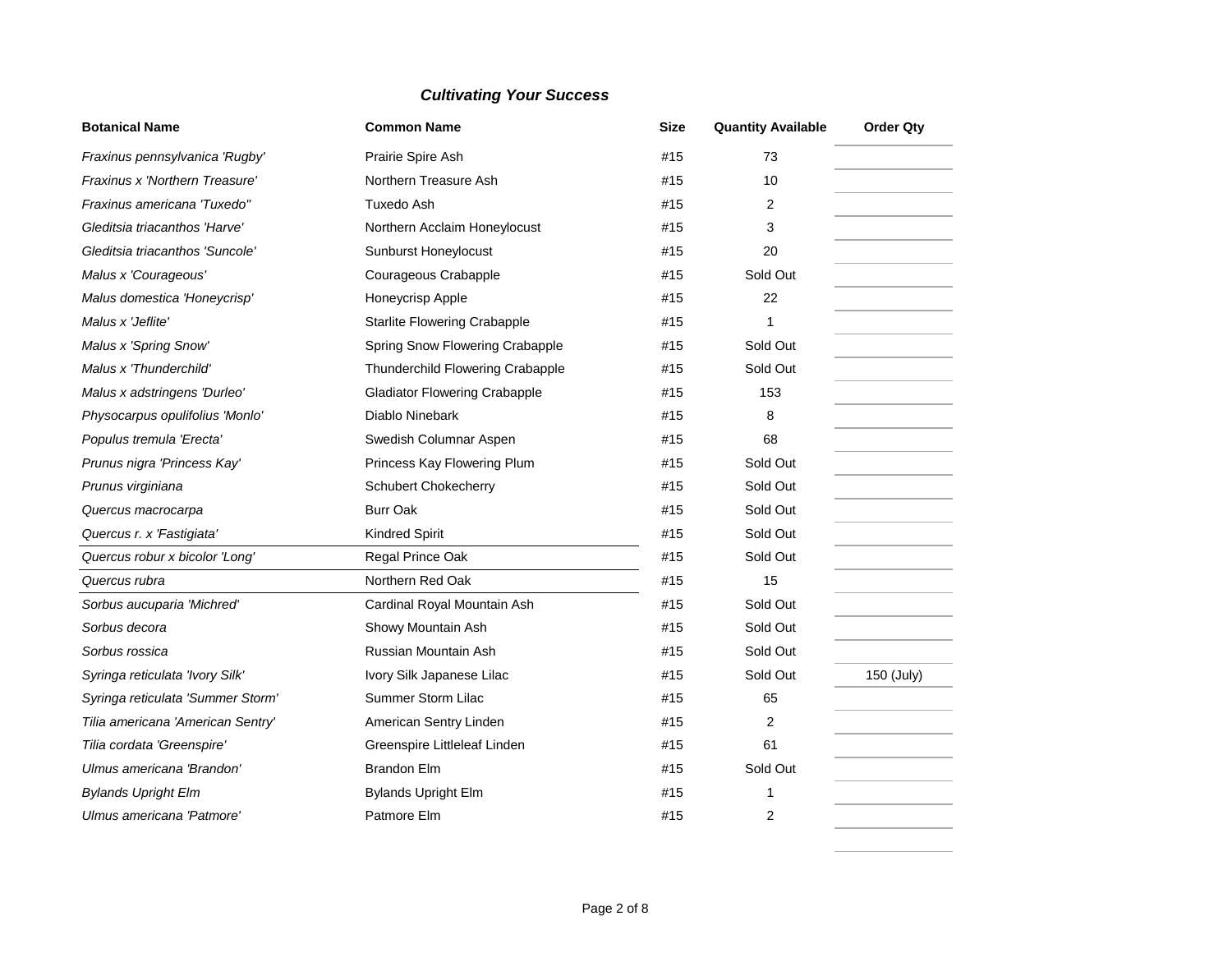***Cultivating Your Success***

| Botanical Name | Common Name | Size | Quantity Available | Order Qty |
|---|---|---|---|---|
| *Fraxinus pennsylvanica 'Rugby'* | Prairie Spire Ash | #15 | 73 | |
| *Fraxinus x 'Northern Treasure'* | Northern Treasure Ash | #15 | 10 | |
| *Fraxinus americana 'Tuxedo''* | Tuxedo Ash | #15 | 2 | |
| *Gleditsia triacanthos 'Harve'* | Northern Acclaim Honeylocust | #15 | 3 | |
| *Gleditsia triacanthos 'Suncole'* | Sunburst Honeylocust | #15 | 20 | |
| *Malus x 'Courageous'* | Courageous Crabapple | #15 | Sold Out | |
| *Malus domestica 'Honeycrisp'* | Honeycrisp Apple | #15 | 22 | |
| *Malus x 'Jeflite'* | Starlite Flowering Crabapple | #15 | 1 | |
| *Malus x 'Spring Snow'* | Spring Snow Flowering Crabapple | #15 | Sold Out | |
| *Malus x 'Thunderchild'* | Thunderchild Flowering Crabapple | #15 | Sold Out | |
| *Malus x adstringens 'Durleo'* | Gladiator Flowering Crabapple | #15 | 153 | |
| *Physocarpus opulifolius 'Monlo'* | Diablo Ninebark | #15 | 8 | |
| *Populus tremula 'Erecta'* | Swedish Columnar Aspen | #15 | 68 | |
| *Prunus nigra 'Princess Kay'* | Princess Kay Flowering Plum | #15 | Sold Out | |
| *Prunus virginiana* | Schubert Chokecherry | #15 | Sold Out | |
| *Quercus macrocarpa* | Burr Oak | #15 | Sold Out | |
| *Quercus r. x 'Fastigiata'* | Kindred Spirit | #15 | Sold Out | |
| *Quercus robur x bicolor 'Long'* | Regal Prince Oak | #15 | Sold Out | |
| *Quercus rubra* | Northern Red Oak | #15 | 15 | |
| *Sorbus aucuparia 'Michred'* | Cardinal Royal Mountain Ash | #15 | Sold Out | |
| *Sorbus decora* | Showy Mountain Ash | #15 | Sold Out | |
| *Sorbus rossica* | Russian Mountain Ash | #15 | Sold Out | |
| *Syringa reticulata 'Ivory Silk'* | Ivory Silk Japanese Lilac | #15 | Sold Out | 150 (July) |
| *Syringa reticulata 'Summer Storm'* | Summer Storm Lilac | #15 | 65 | |
| *Tilia americana 'American Sentry'* | American Sentry Linden | #15 | 2 | |
| *Tilia cordata 'Greenspire'* | Greenspire Littleleaf Linden | #15 | 61 | |
| *Ulmus americana 'Brandon'* | Brandon Elm | #15 | Sold Out | |
| *Bylands Upright Elm* | Bylands Upright Elm | #15 | 1 | |
| *Ulmus americana 'Patmore'* | Patmore Elm | #15 | 2 | |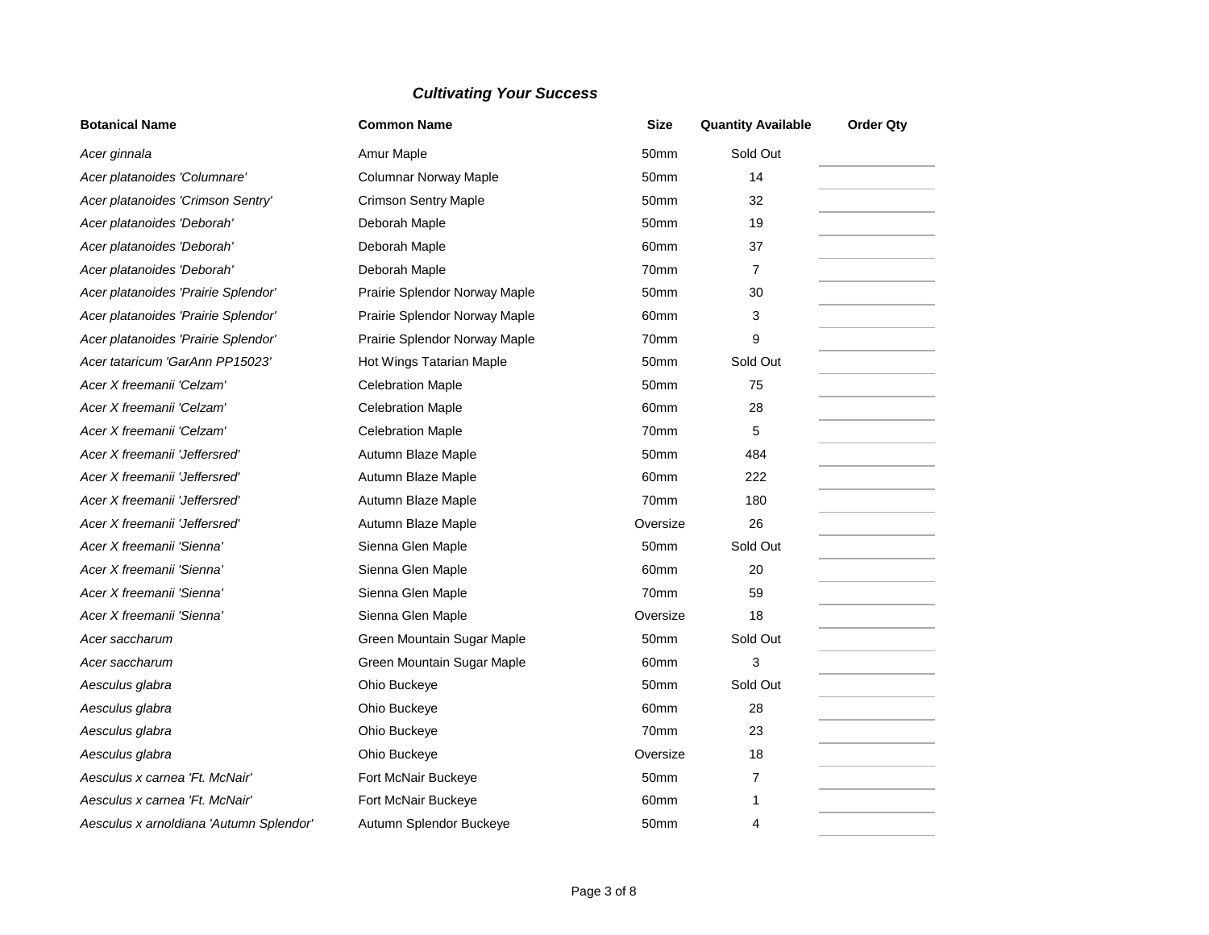*Cultivating Your Success*

| Botanical Name | Common Name | Size | Quantity Available | Order Qty |
|---|---|---|---|---|
| *Acer ginnala* | Amur Maple | 50mm | Sold Out | |
| *Acer platanoides 'Columnare'* | Columnar Norway Maple | 50mm | 14 | |
| *Acer platanoides 'Crimson Sentry'* | Crimson Sentry Maple | 50mm | 32 | |
| *Acer platanoides 'Deborah'* | Deborah Maple | 50mm | 19 | |
| *Acer platanoides 'Deborah'* | Deborah Maple | 60mm | 37 | |
| *Acer platanoides 'Deborah'* | Deborah Maple | 70mm | 7 | |
| *Acer platanoides 'Prairie Splendor'* | Prairie Splendor Norway Maple | 50mm | 30 | |
| *Acer platanoides 'Prairie Splendor'* | Prairie Splendor Norway Maple | 60mm | 3 | |
| *Acer platanoides 'Prairie Splendor'* | Prairie Splendor Norway Maple | 70mm | 9 | |
| *Acer tataricum 'GarAnn PP15023'* | Hot Wings Tatarian Maple | 50mm | Sold Out | |
| *Acer X freemanii 'Celzam'* | Celebration Maple | 50mm | 75 | |
| *Acer X freemanii 'Celzam'* | Celebration Maple | 60mm | 28 | |
| *Acer X freemanii 'Celzam'* | Celebration Maple | 70mm | 5 | |
| *Acer X freemanii 'Jeffersred'* | Autumn Blaze Maple | 50mm | 484 | |
| *Acer X freemanii 'Jeffersred'* | Autumn Blaze Maple | 60mm | 222 | |
| *Acer X freemanii 'Jeffersred'* | Autumn Blaze Maple | 70mm | 180 | |
| *Acer X freemanii 'Jeffersred'* | Autumn Blaze Maple | Oversize | 26 | |
| *Acer X freemanii 'Sienna'* | Sienna Glen Maple | 50mm | Sold Out | |
| *Acer X freemanii 'Sienna'* | Sienna Glen Maple | 60mm | 20 | |
| *Acer X freemanii 'Sienna'* | Sienna Glen Maple | 70mm | 59 | |
| *Acer X freemanii 'Sienna'* | Sienna Glen Maple | Oversize | 18 | |
| *Acer saccharum* | Green Mountain Sugar Maple | 50mm | Sold Out | |
| *Acer saccharum* | Green Mountain Sugar Maple | 60mm | 3 | |
| *Aesculus glabra* | Ohio Buckeye | 50mm | Sold Out | |
| *Aesculus glabra* | Ohio Buckeye | 60mm | 28 | |
| *Aesculus glabra* | Ohio Buckeye | 70mm | 23 | |
| *Aesculus glabra* | Ohio Buckeye | Oversize | 18 | |
| *Aesculus x carnea 'Ft. McNair'* | Fort McNair Buckeye | 50mm | 7 | |
| *Aesculus x carnea 'Ft. McNair'* | Fort McNair Buckeye | 60mm | 1 | |
| *Aesculus x arnoldiana 'Autumn Splendor'* | Autumn Splendor Buckeye | 50mm | 4 | |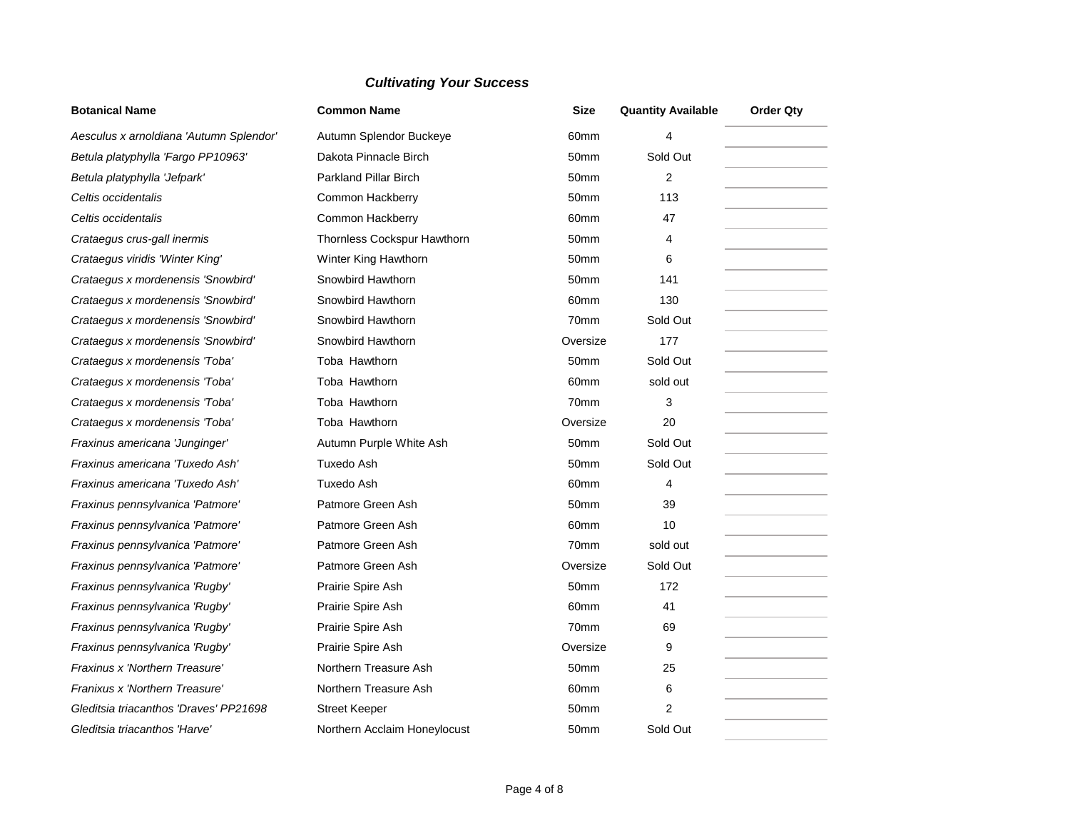***Cultivating Your Success***

| Botanical Name | Common Name | Size | Quantity Available | Order Qty |
|---|---|---|---|---|
| *Aesculus x arnoldiana 'Autumn Splendor'* | Autumn Splendor Buckeye | 60mm | 4 | |
| *Betula platyphylla 'Fargo PP10963'* | Dakota Pinnacle Birch | 50mm | Sold Out | |
| *Betula platyphylla 'Jefpark'* | Parkland Pillar Birch | 50mm | 2 | |
| *Celtis occidentalis* | Common Hackberry | 50mm | 113 | |
| *Celtis occidentalis* | Common Hackberry | 60mm | 47 | |
| *Crataegus crus-gall inermis* | Thornless Cockspur Hawthorn | 50mm | 4 | |
| *Crataegus viridis 'Winter King'* | Winter King Hawthorn | 50mm | 6 | |
| *Crataegus x mordenensis 'Snowbird'* | Snowbird Hawthorn | 50mm | 141 | |
| *Crataegus x mordenensis 'Snowbird'* | Snowbird Hawthorn | 60mm | 130 | |
| *Crataegus x mordenensis 'Snowbird'* | Snowbird Hawthorn | 70mm | Sold Out | |
| *Crataegus x mordenensis 'Snowbird'* | Snowbird Hawthorn | Oversize | 177 | |
| *Crataegus x mordenensis 'Toba'* | Toba Hawthorn | 50mm | Sold Out | |
| *Crataegus x mordenensis 'Toba'* | Toba Hawthorn | 60mm | sold out | |
| *Crataegus x mordenensis 'Toba'* | Toba Hawthorn | 70mm | 3 | |
| *Crataegus x mordenensis 'Toba'* | Toba Hawthorn | Oversize | 20 | |
| *Fraxinus americana 'Junginger'* | Autumn Purple White Ash | 50mm | Sold Out | |
| *Fraxinus americana 'Tuxedo Ash'* | Tuxedo Ash | 50mm | Sold Out | |
| *Fraxinus americana 'Tuxedo Ash'* | Tuxedo Ash | 60mm | 4 | |
| *Fraxinus pennsylvanica 'Patmore'* | Patmore Green Ash | 50mm | 39 | |
| *Fraxinus pennsylvanica 'Patmore'* | Patmore Green Ash | 60mm | 10 | |
| *Fraxinus pennsylvanica 'Patmore'* | Patmore Green Ash | 70mm | sold out | |
| *Fraxinus pennsylvanica 'Patmore'* | Patmore Green Ash | Oversize | Sold Out | |
| *Fraxinus pennsylvanica 'Rugby'* | Prairie Spire Ash | 50mm | 172 | |
| *Fraxinus pennsylvanica 'Rugby'* | Prairie Spire Ash | 60mm | 41 | |
| *Fraxinus pennsylvanica 'Rugby'* | Prairie Spire Ash | 70mm | 69 | |
| *Fraxinus pennsylvanica 'Rugby'* | Prairie Spire Ash | Oversize | 9 | |
| *Fraxinus x 'Northern Treasure'* | Northern Treasure Ash | 50mm | 25 | |
| *Franixus x 'Northern Treasure'* | Northern Treasure Ash | 60mm | 6 | |
| *Gleditsia triacanthos 'Draves' PP21698* | Street Keeper | 50mm | 2 | |
| *Gleditsia triacanthos 'Harve'* | Northern Acclaim Honeylocust | 50mm | Sold Out | |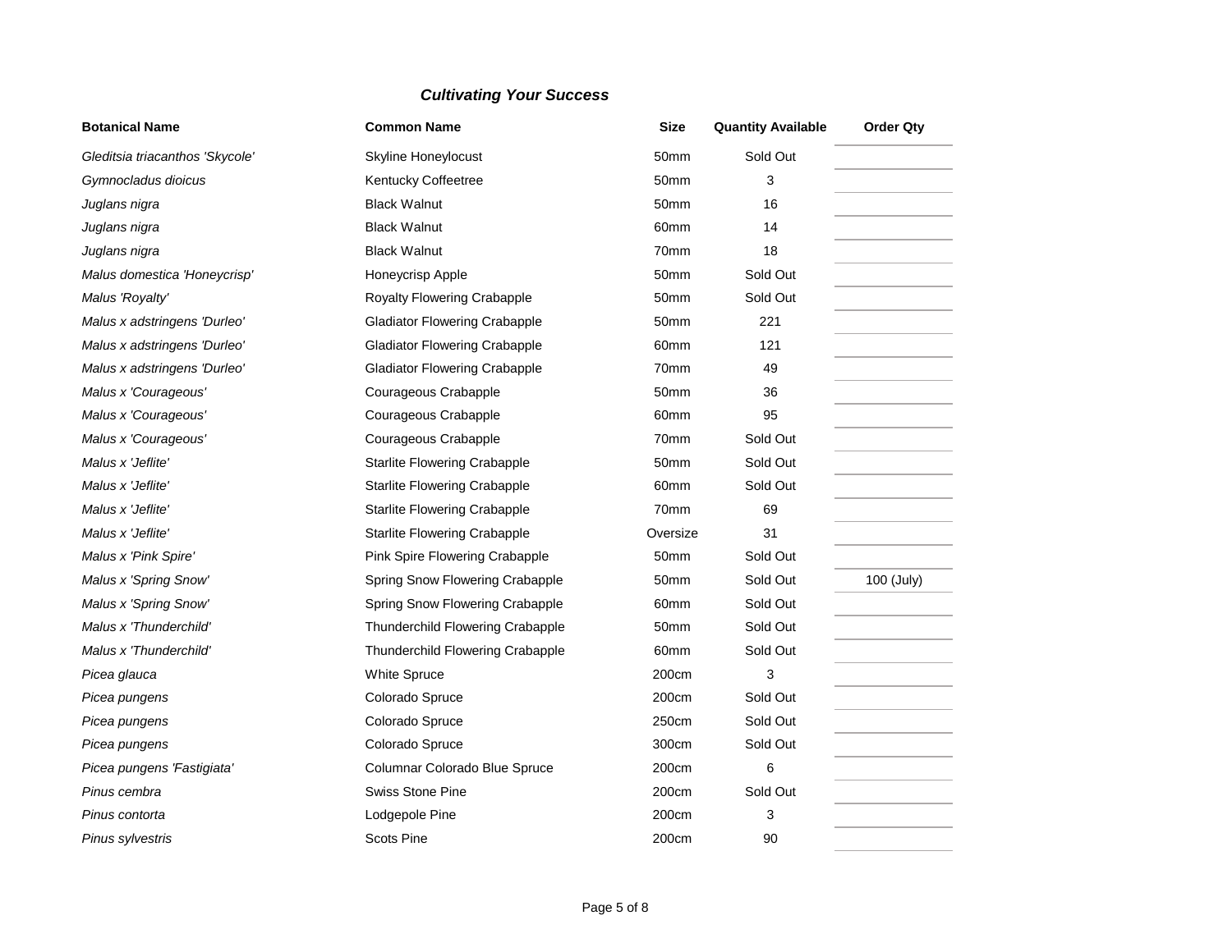## *Cultivating Your Success*

| Botanical Name | Common Name | Size | Quantity Available | Order Qty |
|---|---|---|---|---|
| *Gleditsia triacanthos 'Skycole'* | Skyline Honeylocust | 50mm | Sold Out | |
| *Gymnocladus dioicus* | Kentucky Coffeetree | 50mm | 3 | |
| *Juglans nigra* | Black Walnut | 50mm | 16 | |
| *Juglans nigra* | Black Walnut | 60mm | 14 | |
| *Juglans nigra* | Black Walnut | 70mm | 18 | |
| *Malus domestica 'Honeycrisp'* | Honeycrisp Apple | 50mm | Sold Out | |
| *Malus 'Royalty'* | Royalty Flowering Crabapple | 50mm | Sold Out | |
| *Malus x adstringens 'Durleo'* | Gladiator Flowering Crabapple | 50mm | 221 | |
| *Malus x adstringens 'Durleo'* | Gladiator Flowering Crabapple | 60mm | 121 | |
| *Malus x adstringens 'Durleo'* | Gladiator Flowering Crabapple | 70mm | 49 | |
| *Malus x 'Courageous'* | Courageous Crabapple | 50mm | 36 | |
| *Malus x 'Courageous'* | Courageous Crabapple | 60mm | 95 | |
| *Malus x 'Courageous'* | Courageous Crabapple | 70mm | Sold Out | |
| *Malus x 'Jeflite'* | Starlite Flowering Crabapple | 50mm | Sold Out | |
| *Malus x 'Jeflite'* | Starlite Flowering Crabapple | 60mm | Sold Out | |
| *Malus x 'Jeflite'* | Starlite Flowering Crabapple | 70mm | 69 | |
| *Malus x 'Jeflite'* | Starlite Flowering Crabapple | Oversize | 31 | |
| *Malus x 'Pink Spire'* | Pink Spire Flowering Crabapple | 50mm | Sold Out | |
| *Malus x 'Spring Snow'* | Spring Snow Flowering Crabapple | 50mm | Sold Out | 100 (July) |
| *Malus x 'Spring Snow'* | Spring Snow Flowering Crabapple | 60mm | Sold Out | |
| *Malus x 'Thunderchild'* | Thunderchild Flowering Crabapple | 50mm | Sold Out | |
| *Malus x 'Thunderchild'* | Thunderchild Flowering Crabapple | 60mm | Sold Out | |
| *Picea glauca* | White Spruce | 200cm | 3 | |
| *Picea pungens* | Colorado Spruce | 200cm | Sold Out | |
| *Picea pungens* | Colorado Spruce | 250cm | Sold Out | |
| *Picea pungens* | Colorado Spruce | 300cm | Sold Out | |
| *Picea pungens 'Fastigiata'* | Columnar Colorado Blue Spruce | 200cm | 6 | |
| *Pinus cembra* | Swiss Stone Pine | 200cm | Sold Out | |
| *Pinus contorta* | Lodgepole Pine | 200cm | 3 | |
| *Pinus sylvestris* | Scots Pine | 200cm | 90 | |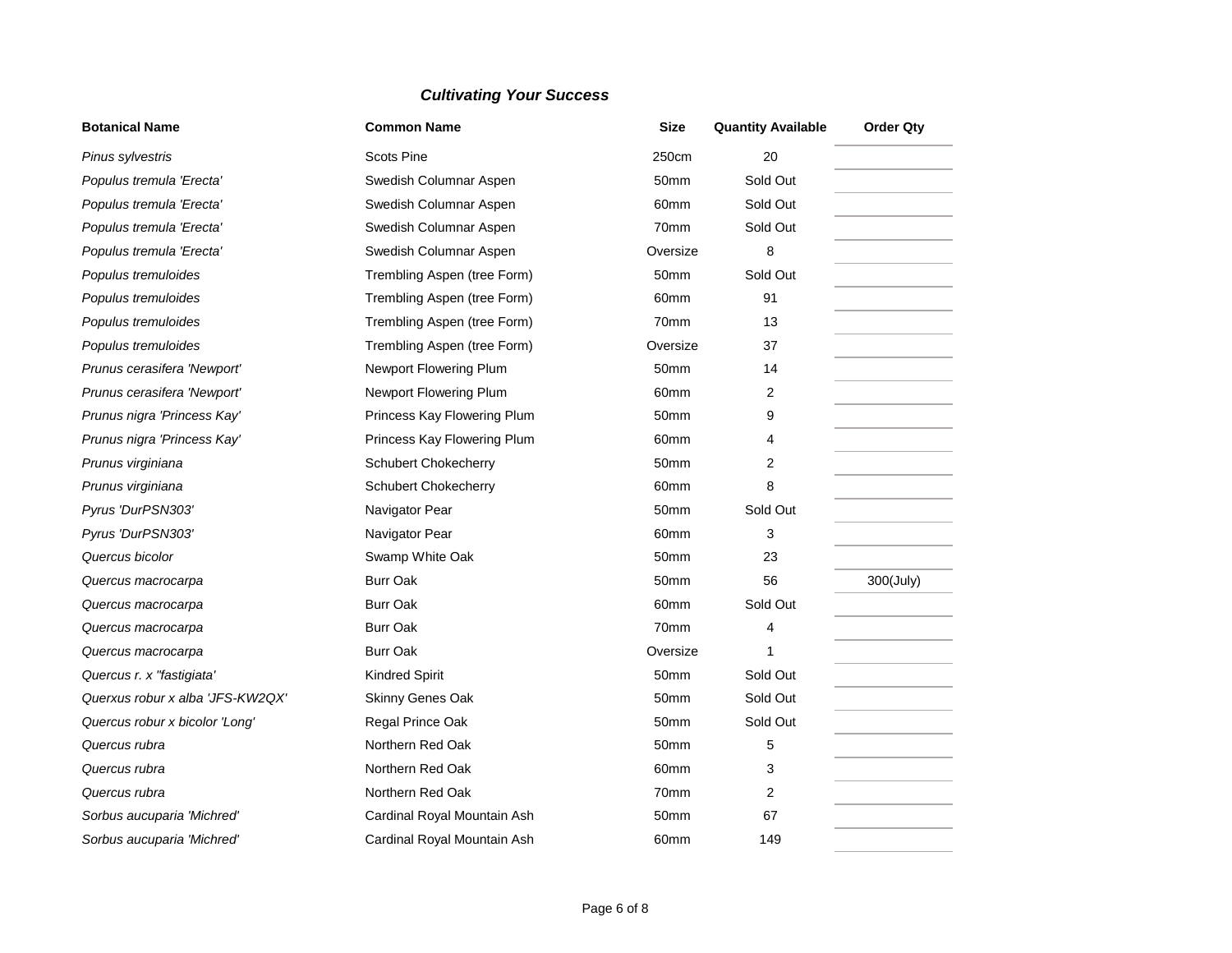*Cultivating Your Success*

| Botanical Name | Common Name | Size | Quantity Available | Order Qty |
|---|---|---|---|---|
| *Pinus sylvestris* | Scots Pine | 250cm | 20 | |
| *Populus tremula 'Erecta'* | Swedish Columnar Aspen | 50mm | Sold Out | |
| *Populus tremula 'Erecta'* | Swedish Columnar Aspen | 60mm | Sold Out | |
| *Populus tremula 'Erecta'* | Swedish Columnar Aspen | 70mm | Sold Out | |
| *Populus tremula 'Erecta'* | Swedish Columnar Aspen | Oversize | 8 | |
| *Populus tremuloides* | Trembling Aspen (tree Form) | 50mm | Sold Out | |
| *Populus tremuloides* | Trembling Aspen (tree Form) | 60mm | 91 | |
| *Populus tremuloides* | Trembling Aspen (tree Form) | 70mm | 13 | |
| *Populus tremuloides* | Trembling Aspen (tree Form) | Oversize | 37 | |
| *Prunus cerasifera 'Newport'* | Newport Flowering Plum | 50mm | 14 | |
| *Prunus cerasifera 'Newport'* | Newport Flowering Plum | 60mm | 2 | |
| *Prunus nigra 'Princess Kay'* | Princess Kay Flowering Plum | 50mm | 9 | |
| *Prunus nigra 'Princess Kay'* | Princess Kay Flowering Plum | 60mm | 4 | |
| *Prunus virginiana* | Schubert Chokecherry | 50mm | 2 | |
| *Prunus virginiana* | Schubert Chokecherry | 60mm | 8 | |
| *Pyrus 'DurPSN303'* | Navigator Pear | 50mm | Sold Out | |
| *Pyrus 'DurPSN303'* | Navigator Pear | 60mm | 3 | |
| *Quercus bicolor* | Swamp White Oak | 50mm | 23 | |
| *Quercus macrocarpa* | Burr Oak | 50mm | 56 | 300(July) |
| *Quercus macrocarpa* | Burr Oak | 60mm | Sold Out | |
| *Quercus macrocarpa* | Burr Oak | 70mm | 4 | |
| *Quercus macrocarpa* | Burr Oak | Oversize | 1 | |
| *Quercus r. x "fastigiata'* | Kindred Spirit | 50mm | Sold Out | |
| *Querxus robur x alba 'JFS-KW2QX'* | Skinny Genes Oak | 50mm | Sold Out | |
| *Quercus robur x bicolor 'Long'* | Regal Prince Oak | 50mm | Sold Out | |
| *Quercus rubra* | Northern Red Oak | 50mm | 5 | |
| *Quercus rubra* | Northern Red Oak | 60mm | 3 | |
| *Quercus rubra* | Northern Red Oak | 70mm | 2 | |
| *Sorbus aucuparia 'Michred'* | Cardinal Royal Mountain Ash | 50mm | 67 | |
| *Sorbus aucuparia 'Michred'* | Cardinal Royal Mountain Ash | 60mm | 149 | |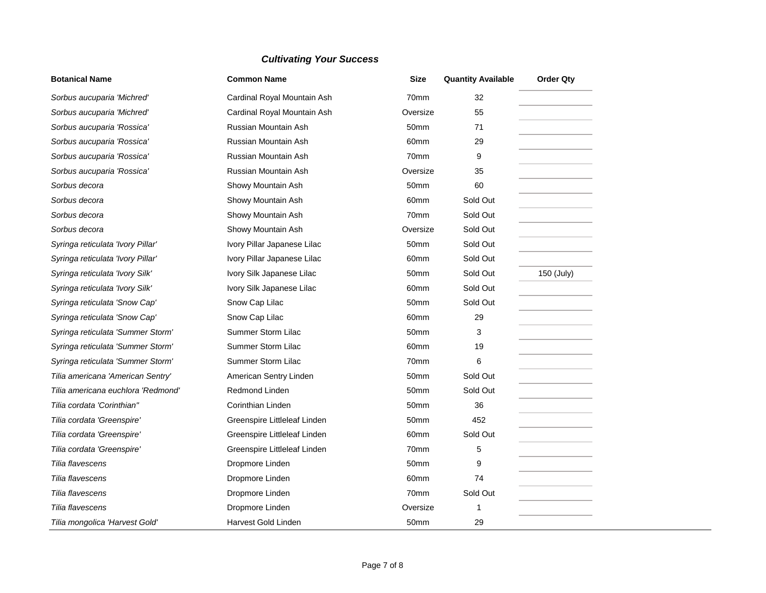***Cultivating Your Success***

| Botanical Name | Common Name | Size | Quantity Available | Order Qty |
|---|---|---|---|---|
| *Sorbus aucuparia 'Michred'* | Cardinal Royal Mountain Ash | 70mm | 32 | |
| *Sorbus aucuparia 'Michred'* | Cardinal Royal Mountain Ash | Oversize | 55 | |
| *Sorbus aucuparia 'Rossica'* | Russian Mountain Ash | 50mm | 71 | |
| *Sorbus aucuparia 'Rossica'* | Russian Mountain Ash | 60mm | 29 | |
| *Sorbus aucuparia 'Rossica'* | Russian Mountain Ash | 70mm | 9 | |
| *Sorbus aucuparia 'Rossica'* | Russian Mountain Ash | Oversize | 35 | |
| *Sorbus decora* | Showy Mountain Ash | 50mm | 60 | |
| *Sorbus decora* | Showy Mountain Ash | 60mm | Sold Out | |
| *Sorbus decora* | Showy Mountain Ash | 70mm | Sold Out | |
| *Sorbus decora* | Showy Mountain Ash | Oversize | Sold Out | |
| *Syringa reticulata 'Ivory Pillar'* | Ivory Pillar Japanese Lilac | 50mm | Sold Out | |
| *Syringa reticulata 'Ivory Pillar'* | Ivory Pillar Japanese Lilac | 60mm | Sold Out | |
| *Syringa reticulata 'Ivory Silk'* | Ivory Silk Japanese Lilac | 50mm | Sold Out | 150 (July) |
| *Syringa reticulata 'Ivory Silk'* | Ivory Silk Japanese Lilac | 60mm | Sold Out | |
| *Syringa reticulata 'Snow Cap'* | Snow Cap Lilac | 50mm | Sold Out | |
| *Syringa reticulata 'Snow Cap'* | Snow Cap Lilac | 60mm | 29 | |
| *Syringa reticulata 'Summer Storm'* | Summer Storm Lilac | 50mm | 3 | |
| *Syringa reticulata 'Summer Storm'* | Summer Storm Lilac | 60mm | 19 | |
| *Syringa reticulata 'Summer Storm'* | Summer Storm Lilac | 70mm | 6 | |
| *Tilia americana 'American Sentry'* | American Sentry Linden | 50mm | Sold Out | |
| *Tilia americana euchlora 'Redmond'* | Redmond Linden | 50mm | Sold Out | |
| *Tilia cordata 'Corinthian''* | Corinthian Linden | 50mm | 36 | |
| *Tilia cordata 'Greenspire'* | Greenspire Littleleaf Linden | 50mm | 452 | |
| *Tilia cordata 'Greenspire'* | Greenspire Littleleaf Linden | 60mm | Sold Out | |
| *Tilia cordata 'Greenspire'* | Greenspire Littleleaf Linden | 70mm | 5 | |
| *Tilia flavescens* | Dropmore Linden | 50mm | 9 | |
| *Tilia flavescens* | Dropmore Linden | 60mm | 74 | |
| *Tilia flavescens* | Dropmore Linden | 70mm | Sold Out | |
| *Tilia flavescens* | Dropmore Linden | Oversize | 1 | |
| *Tilia mongolica 'Harvest Gold'* | Harvest Gold Linden | 50mm | 29 | |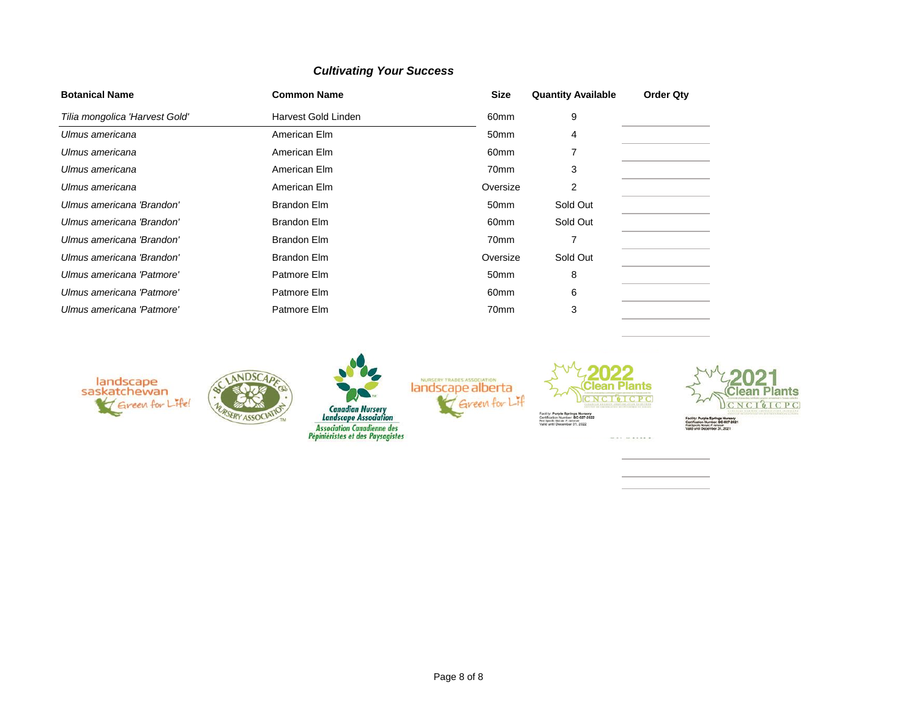*Cultivating Your Success*

| Botanical Name | Common Name | Size | Quantity Available | Order Qty |
| --- | --- | --- | --- | --- |
| *Tilia mongolica 'Harvest Gold'* | Harvest Gold Linden | 60mm | 9 | |
| *Ulmus americana* | American Elm | 50mm | 4 | |
| *Ulmus americana* | American Elm | 60mm | 7 | |
| *Ulmus americana* | American Elm | 70mm | 3 | |
| *Ulmus americana* | American Elm | Oversize | 2 | |
| *Ulmus americana 'Brandon'* | Brandon Elm | 50mm | Sold Out | |
| *Ulmus americana 'Brandon'* | Brandon Elm | 60mm | Sold Out | |
| *Ulmus americana 'Brandon'* | Brandon Elm | 70mm | 7 | |
| *Ulmus americana 'Brandon'* | Brandon Elm | Oversize | Sold Out | |
| *Ulmus americana 'Patmore'* | Patmore Elm | 50mm | 8 | |
| *Ulmus americana 'Patmore'* | Patmore Elm | 60mm | 6 | |
| *Ulmus americana 'Patmore'* | Patmore Elm | 70mm | 3 | |

landscape saskatchewan Green for Life!

BC Landscape & Nursery Association

Canadian Nursery Landscape Association
Association Canadienne des Pépiniéristes et des Paysagistes

Nursery Trades Association landscape alberta Green for Life

2022 Clean Plants CNCI ICPC
Facility: Purple Springs Nursery
Certification Number: BC-027-2022
Valid until December 31, 2022

2021 Clean Plants CNCI ICPC
Facility: Purple Springs Nursery
Certification Number: BC-027-2021
Valid until December 31, 2021